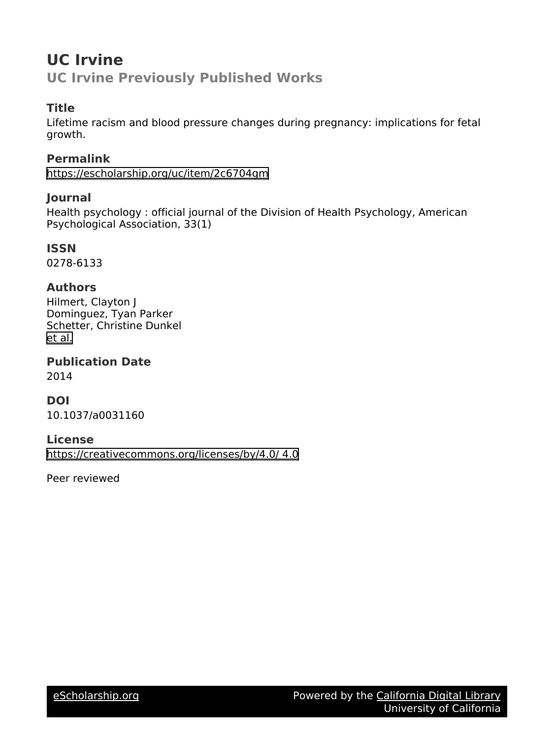# UC Irvine

## UC Irvine Previously Published Works

### Title

Lifetime racism and blood pressure changes during pregnancy: implications for fetal growth.

### Permalink

https://escholarship.org/uc/item/2c6704gm

### Journal

Health psychology : official journal of the Division of Health Psychology, American Psychological Association, 33(1)

### ISSN

0278-6133

### Authors

Hilmert, Clayton J
Dominguez, Tyan Parker
Schetter, Christine Dunkel
et al.

### Publication Date

2014

### DOI

10.1037/a0031160

### License

https://creativecommons.org/licenses/by/4.0/ 4.0

Peer reviewed

eScholarship.org Powered by the California Digital Library
University of California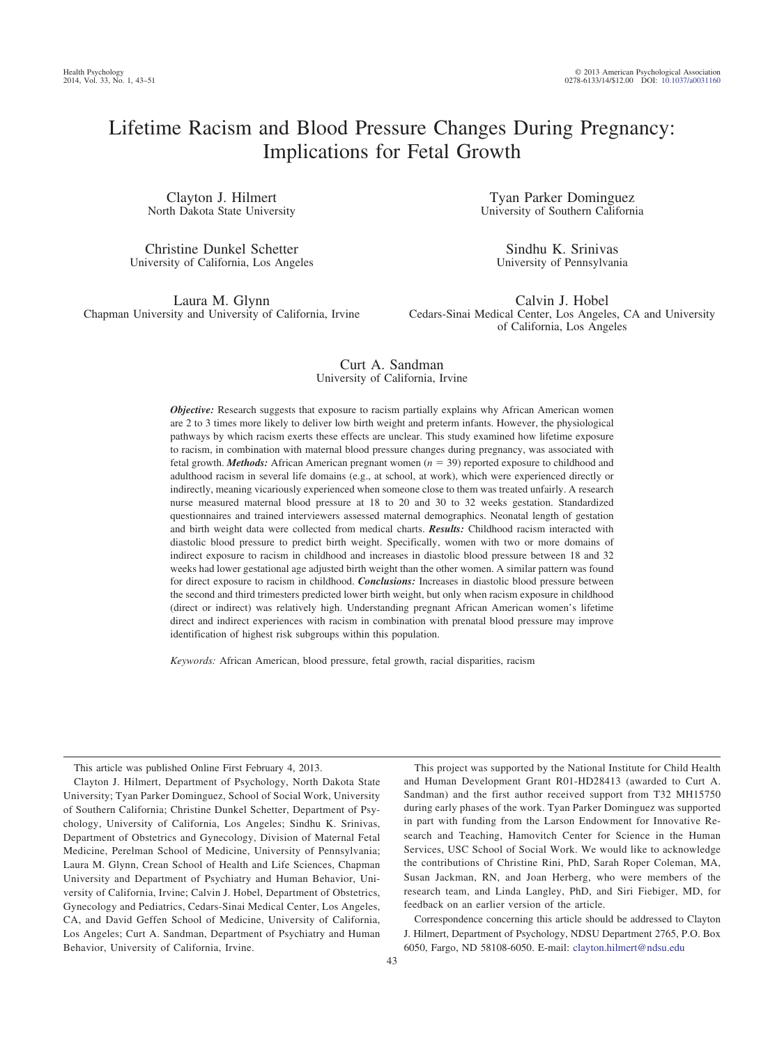# Lifetime Racism and Blood Pressure Changes During Pregnancy: Implications for Fetal Growth

Clayton J. Hilmert
North Dakota State University

Tyan Parker Dominguez
University of Southern California

Christine Dunkel Schetter
University of California, Los Angeles

Sindhu K. Srinivas
University of Pennsylvania

Laura M. Glynn
Chapman University and University of California, Irvine

Calvin J. Hobel
Cedars-Sinai Medical Center, Los Angeles, CA and University of California, Los Angeles

Curt A. Sandman
University of California, Irvine

***Objective:*** Research suggests that exposure to racism partially explains why African American women are 2 to 3 times more likely to deliver low birth weight and preterm infants. However, the physiological pathways by which racism exerts these effects are unclear. This study examined how lifetime exposure to racism, in combination with maternal blood pressure changes during pregnancy, was associated with fetal growth. ***Methods:*** African American pregnant women ($n = 39$) reported exposure to childhood and adulthood racism in several life domains (e.g., at school, at work), which were experienced directly or indirectly, meaning vicariously experienced when someone close to them was treated unfairly. A research nurse measured maternal blood pressure at 18 to 20 and 30 to 32 weeks gestation. Standardized questionnaires and trained interviewers assessed maternal demographics. Neonatal length of gestation and birth weight data were collected from medical charts. ***Results:*** Childhood racism interacted with diastolic blood pressure to predict birth weight. Specifically, women with two or more domains of indirect exposure to racism in childhood and increases in diastolic blood pressure between 18 and 32 weeks had lower gestational age adjusted birth weight than the other women. A similar pattern was found for direct exposure to racism in childhood. ***Conclusions:*** Increases in diastolic blood pressure between the second and third trimesters predicted lower birth weight, but only when racism exposure in childhood (direct or indirect) was relatively high. Understanding pregnant African American women's lifetime direct and indirect experiences with racism in combination with prenatal blood pressure may improve identification of highest risk subgroups within this population.

*Keywords:* African American, blood pressure, fetal growth, racial disparities, racism

---

This article was published Online First February 4, 2013.

Clayton J. Hilmert, Department of Psychology, North Dakota State University; Tyan Parker Dominguez, School of Social Work, University of Southern California; Christine Dunkel Schetter, Department of Psychology, University of California, Los Angeles; Sindhu K. Srinivas, Department of Obstetrics and Gynecology, Division of Maternal Fetal Medicine, Perelman School of Medicine, University of Pennsylvania; Laura M. Glynn, Crean School of Health and Life Sciences, Chapman University and Department of Psychiatry and Human Behavior, University of California, Irvine; Calvin J. Hobel, Department of Obstetrics, Gynecology and Pediatrics, Cedars-Sinai Medical Center, Los Angeles, CA, and David Geffen School of Medicine, University of California, Los Angeles; Curt A. Sandman, Department of Psychiatry and Human Behavior, University of California, Irvine.

This project was supported by the National Institute for Child Health and Human Development Grant R01-HD28413 (awarded to Curt A. Sandman) and the first author received support from T32 MH15750 during early phases of the work. Tyan Parker Dominguez was supported in part with funding from the Larson Endowment for Innovative Research and Teaching, Hamovitch Center for Science in the Human Services, USC School of Social Work. We would like to acknowledge the contributions of Christine Rini, PhD, Sarah Roper Coleman, MA, Susan Jackman, RN, and Joan Herberg, who were members of the research team, and Linda Langley, PhD, and Siri Fiebiger, MD, for feedback on an earlier version of the article.

Correspondence concerning this article should be addressed to Clayton J. Hilmert, Department of Psychology, NDSU Department 2765, P.O. Box 6050, Fargo, ND 58108-6050. E-mail: clayton.hilmert@ndsu.edu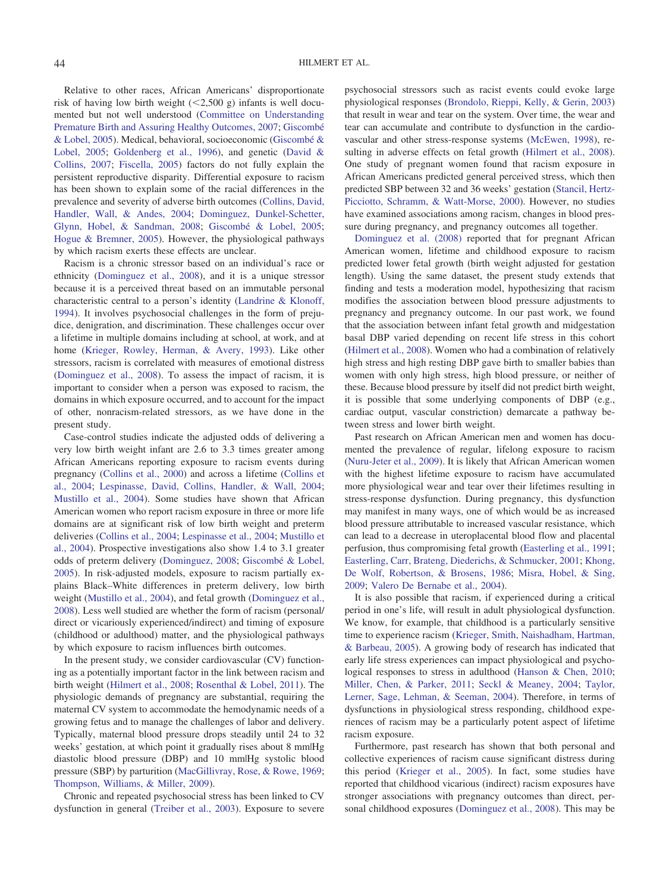Relative to other races, African Americans' disproportionate risk of having low birth weight (<2,500 g) infants is well documented but not well understood (Committee on Understanding Premature Birth and Assuring Healthy Outcomes, 2007; Giscombé & Lobel, 2005). Medical, behavioral, socioeconomic (Giscombé & Lobel, 2005; Goldenberg et al., 1996), and genetic (David & Collins, 2007; Fiscella, 2005) factors do not fully explain the persistent reproductive disparity. Differential exposure to racism has been shown to explain some of the racial differences in the prevalence and severity of adverse birth outcomes (Collins, David, Handler, Wall, & Andes, 2004; Dominguez, Dunkel-Schetter, Glynn, Hobel, & Sandman, 2008; Giscombé & Lobel, 2005; Hogue & Bremner, 2005). However, the physiological pathways by which racism exerts these effects are unclear.

Racism is a chronic stressor based on an individual's race or ethnicity (Dominguez et al., 2008), and it is a unique stressor because it is a perceived threat based on an immutable personal characteristic central to a person's identity (Landrine & Klonoff, 1994). It involves psychosocial challenges in the form of prejudice, denigration, and discrimination. These challenges occur over a lifetime in multiple domains including at school, at work, and at home (Krieger, Rowley, Herman, & Avery, 1993). Like other stressors, racism is correlated with measures of emotional distress (Dominguez et al., 2008). To assess the impact of racism, it is important to consider when a person was exposed to racism, the domains in which exposure occurred, and to account for the impact of other, nonracism-related stressors, as we have done in the present study.

Case-control studies indicate the adjusted odds of delivering a very low birth weight infant are 2.6 to 3.3 times greater among African Americans reporting exposure to racism events during pregnancy (Collins et al., 2000) and across a lifetime (Collins et al., 2004; Lespinasse, David, Collins, Handler, & Wall, 2004; Mustillo et al., 2004). Some studies have shown that African American women who report racism exposure in three or more life domains are at significant risk of low birth weight and preterm deliveries (Collins et al., 2004; Lespinasse et al., 2004; Mustillo et al., 2004). Prospective investigations also show 1.4 to 3.1 greater odds of preterm delivery (Dominguez, 2008; Giscombé & Lobel, 2005). In risk-adjusted models, exposure to racism partially explains Black–White differences in preterm delivery, low birth weight (Mustillo et al., 2004), and fetal growth (Dominguez et al., 2008). Less well studied are whether the form of racism (personal/direct or vicariously experienced/indirect) and timing of exposure (childhood or adulthood) matter, and the physiological pathways by which exposure to racism influences birth outcomes.

In the present study, we consider cardiovascular (CV) functioning as a potentially important factor in the link between racism and birth weight (Hilmert et al., 2008; Rosenthal & Lobel, 2011). The physiologic demands of pregnancy are substantial, requiring the maternal CV system to accommodate the hemodynamic needs of a growing fetus and to manage the challenges of labor and delivery. Typically, maternal blood pressure drops steadily until 24 to 32 weeks' gestation, at which point it gradually rises about 8 mm|Hg diastolic blood pressure (DBP) and 10 mm|Hg systolic blood pressure (SBP) by parturition (MacGillivray, Rose, & Rowe, 1969; Thompson, Williams, & Miller, 2009).

Chronic and repeated psychosocial stress has been linked to CV dysfunction in general (Treiber et al., 2003). Exposure to severe psychosocial stressors such as racist events could evoke large physiological responses (Brondolo, Rieppi, Kelly, & Gerin, 2003) that result in wear and tear on the system. Over time, the wear and tear can accumulate and contribute to dysfunction in the cardiovascular and other stress-response systems (McEwen, 1998), resulting in adverse effects on fetal growth (Hilmert et al., 2008). One study of pregnant women found that racism exposure in African Americans predicted general perceived stress, which then predicted SBP between 32 and 36 weeks' gestation (Stancil, Hertz-Picciotto, Schramm, & Watt-Morse, 2000). However, no studies have examined associations among racism, changes in blood pressure during pregnancy, and pregnancy outcomes all together.

Dominguez et al. (2008) reported that for pregnant African American women, lifetime and childhood exposure to racism predicted lower fetal growth (birth weight adjusted for gestation length). Using the same dataset, the present study extends that finding and tests a moderation model, hypothesizing that racism modifies the association between blood pressure adjustments to pregnancy and pregnancy outcome. In our past work, we found that the association between infant fetal growth and midgestation basal DBP varied depending on recent life stress in this cohort (Hilmert et al., 2008). Women who had a combination of relatively high stress and high resting DBP gave birth to smaller babies than women with only high stress, high blood pressure, or neither of these. Because blood pressure by itself did not predict birth weight, it is possible that some underlying components of DBP (e.g., cardiac output, vascular constriction) demarcate a pathway between stress and lower birth weight.

Past research on African American men and women has documented the prevalence of regular, lifelong exposure to racism (Nuru-Jeter et al., 2009). It is likely that African American women with the highest lifetime exposure to racism have accumulated more physiological wear and tear over their lifetimes resulting in stress-response dysfunction. During pregnancy, this dysfunction may manifest in many ways, one of which would be as increased blood pressure attributable to increased vascular resistance, which can lead to a decrease in uteroplacental blood flow and placental perfusion, thus compromising fetal growth (Easterling et al., 1991; Easterling, Carr, Brateng, Diederichs, & Schmucker, 2001; Khong, De Wolf, Robertson, & Brosens, 1986; Misra, Hobel, & Sing, 2009; Valero De Bernabe et al., 2004).

It is also possible that racism, if experienced during a critical period in one's life, will result in adult physiological dysfunction. We know, for example, that childhood is a particularly sensitive time to experience racism (Krieger, Smith, Naishadham, Hartman, & Barbeau, 2005). A growing body of research has indicated that early life stress experiences can impact physiological and psychological responses to stress in adulthood (Hanson & Chen, 2010; Miller, Chen, & Parker, 2011; Seckl & Meaney, 2004; Taylor, Lerner, Sage, Lehman, & Seeman, 2004). Therefore, in terms of dysfunctions in physiological stress responding, childhood experiences of racism may be a particularly potent aspect of lifetime racism exposure.

Furthermore, past research has shown that both personal and collective experiences of racism cause significant distress during this period (Krieger et al., 2005). In fact, some studies have reported that childhood vicarious (indirect) racism exposures have stronger associations with pregnancy outcomes than direct, personal childhood exposures (Dominguez et al., 2008). This may be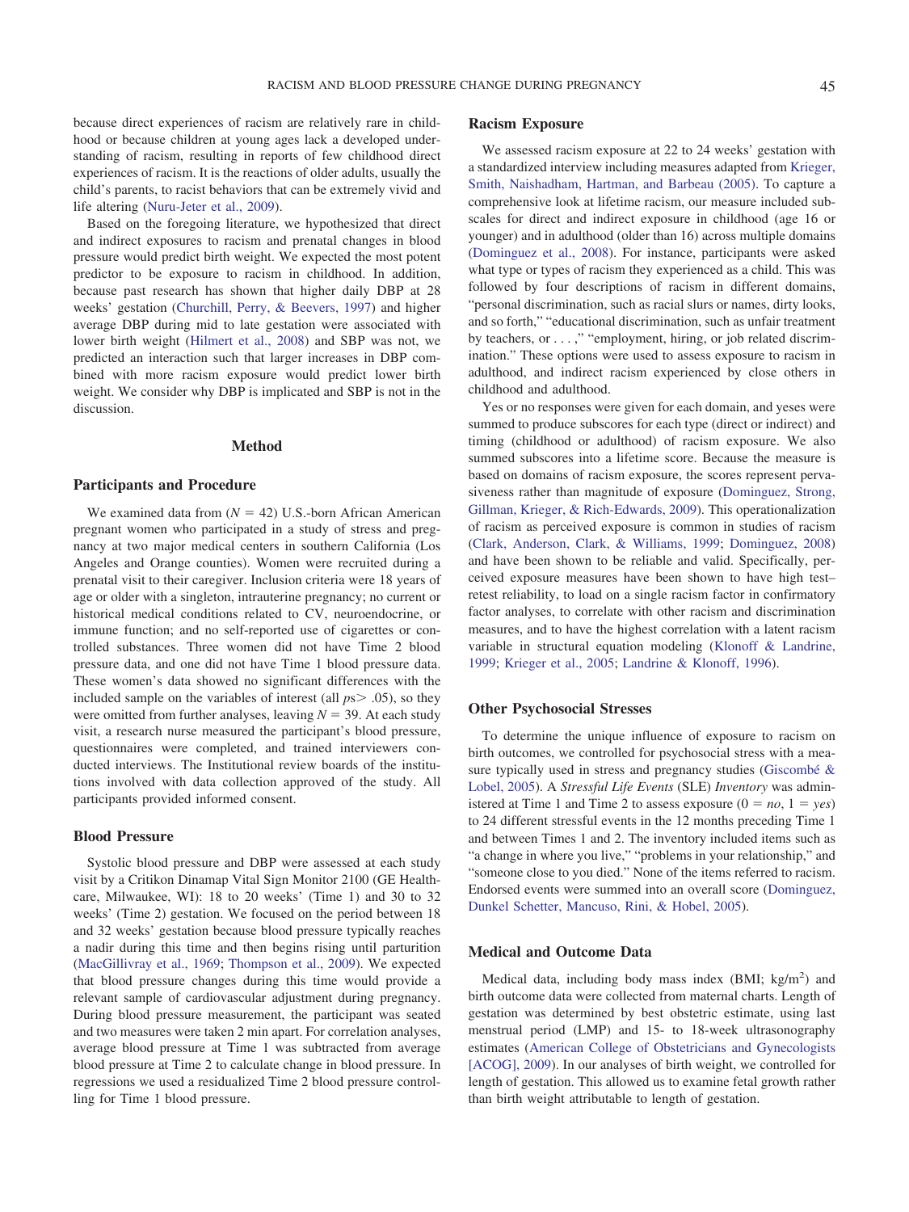because direct experiences of racism are relatively rare in childhood or because children at young ages lack a developed understanding of racism, resulting in reports of few childhood direct experiences of racism. It is the reactions of older adults, usually the child's parents, to racist behaviors that can be extremely vivid and life altering (Nuru-Jeter et al., 2009).

Based on the foregoing literature, we hypothesized that direct and indirect exposures to racism and prenatal changes in blood pressure would predict birth weight. We expected the most potent predictor to be exposure to racism in childhood. In addition, because past research has shown that higher daily DBP at 28 weeks' gestation (Churchill, Perry, & Beevers, 1997) and higher average DBP during mid to late gestation were associated with lower birth weight (Hilmert et al., 2008) and SBP was not, we predicted an interaction such that larger increases in DBP combined with more racism exposure would predict lower birth weight. We consider why DBP is implicated and SBP is not in the discussion.

## Method

### Participants and Procedure

We examined data from ($N$ = 42) U.S.-born African American pregnant women who participated in a study of stress and pregnancy at two major medical centers in southern California (Los Angeles and Orange counties). Women were recruited during a prenatal visit to their caregiver. Inclusion criteria were 18 years of age or older with a singleton, intrauterine pregnancy; no current or historical medical conditions related to CV, neuroendocrine, or immune function; and no self-reported use of cigarettes or controlled substances. Three women did not have Time 2 blood pressure data, and one did not have Time 1 blood pressure data. These women's data showed no significant differences with the included sample on the variables of interest (all $ps > .05$), so they were omitted from further analyses, leaving $N$ = 39. At each study visit, a research nurse measured the participant's blood pressure, questionnaires were completed, and trained interviewers conducted interviews. The Institutional review boards of the institutions involved with data collection approved of the study. All participants provided informed consent.

### Blood Pressure

Systolic blood pressure and DBP were assessed at each study visit by a Critikon Dinamap Vital Sign Monitor 2100 (GE Healthcare, Milwaukee, WI): 18 to 20 weeks' (Time 1) and 30 to 32 weeks' (Time 2) gestation. We focused on the period between 18 and 32 weeks' gestation because blood pressure typically reaches a nadir during this time and then begins rising until parturition (MacGillivray et al., 1969; Thompson et al., 2009). We expected that blood pressure changes during this time would provide a relevant sample of cardiovascular adjustment during pregnancy. During blood pressure measurement, the participant was seated and two measures were taken 2 min apart. For correlation analyses, average blood pressure at Time 1 was subtracted from average blood pressure at Time 2 to calculate change in blood pressure. In regressions we used a residualized Time 2 blood pressure controlling for Time 1 blood pressure.

### Racism Exposure

We assessed racism exposure at 22 to 24 weeks' gestation with a standardized interview including measures adapted from Krieger, Smith, Naishadham, Hartman, and Barbeau (2005). To capture a comprehensive look at lifetime racism, our measure included subscales for direct and indirect exposure in childhood (age 16 or younger) and in adulthood (older than 16) across multiple domains (Dominguez et al., 2008). For instance, participants were asked what type or types of racism they experienced as a child. This was followed by four descriptions of racism in different domains, "personal discrimination, such as racial slurs or names, dirty looks, and so forth," "educational discrimination, such as unfair treatment by teachers, or . . . ," "employment, hiring, or job related discrimination." These options were used to assess exposure to racism in adulthood, and indirect racism experienced by close others in childhood and adulthood.

Yes or no responses were given for each domain, and yeses were summed to produce subscores for each type (direct or indirect) and timing (childhood or adulthood) of racism exposure. We also summed subscores into a lifetime score. Because the measure is based on domains of racism exposure, the scores represent pervasiveness rather than magnitude of exposure (Dominguez, Strong, Gillman, Krieger, & Rich-Edwards, 2009). This operationalization of racism as perceived exposure is common in studies of racism (Clark, Anderson, Clark, & Williams, 1999; Dominguez, 2008) and have been shown to be reliable and valid. Specifically, perceived exposure measures have been shown to have high test–retest reliability, to load on a single racism factor in confirmatory factor analyses, to correlate with other racism and discrimination measures, and to have the highest correlation with a latent racism variable in structural equation modeling (Klonoff & Landrine, 1999; Krieger et al., 2005; Landrine & Klonoff, 1996).

### Other Psychosocial Stresses

To determine the unique influence of exposure to racism on birth outcomes, we controlled for psychosocial stress with a measure typically used in stress and pregnancy studies (Giscombé & Lobel, 2005). A *Stressful Life Events* (SLE) *Inventory* was administered at Time 1 and Time 2 to assess exposure (0 = *no*, 1 = *yes*) to 24 different stressful events in the 12 months preceding Time 1 and between Times 1 and 2. The inventory included items such as "a change in where you live," "problems in your relationship," and "someone close to you died." None of the items referred to racism. Endorsed events were summed into an overall score (Dominguez, Dunkel Schetter, Mancuso, Rini, & Hobel, 2005).

### Medical and Outcome Data

Medical data, including body mass index (BMI; kg/m$^2$) and birth outcome data were collected from maternal charts. Length of gestation was determined by best obstetric estimate, using last menstrual period (LMP) and 15- to 18-week ultrasonography estimates (American College of Obstetricians and Gynecologists [ACOG], 2009). In our analyses of birth weight, we controlled for length of gestation. This allowed us to examine fetal growth rather than birth weight attributable to length of gestation.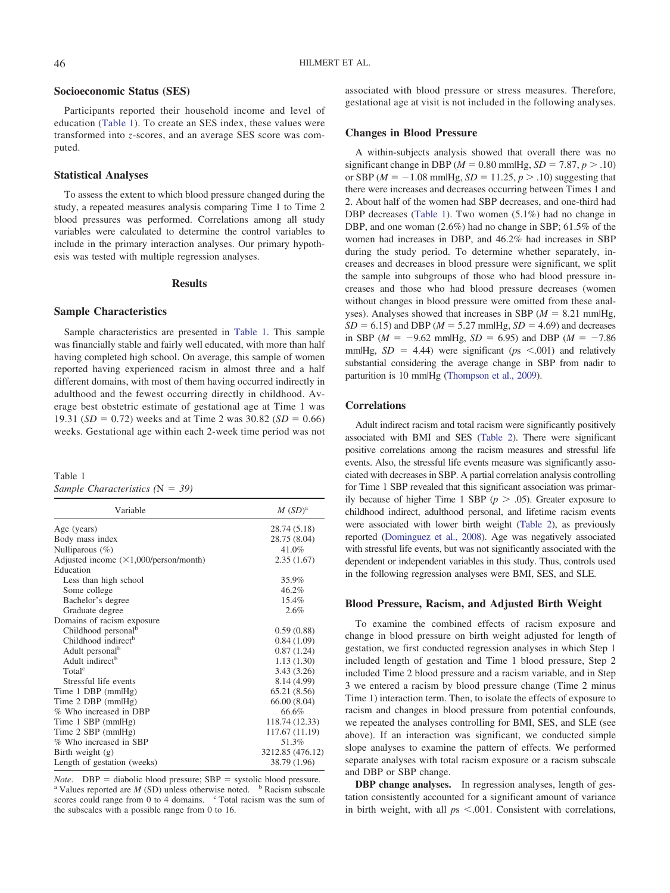### Socioeconomic Status (SES)

Participants reported their household income and level of education (Table 1). To create an SES index, these values were transformed into *z*-scores, and an average SES score was computed.

### Statistical Analyses

To assess the extent to which blood pressure changed during the study, a repeated measures analysis comparing Time 1 to Time 2 blood pressures was performed. Correlations among all study variables were calculated to determine the control variables to include in the primary interaction analyses. Our primary hypothesis was tested with multiple regression analyses.

## Results

### Sample Characteristics

Sample characteristics are presented in Table 1. This sample was financially stable and fairly well educated, with more than half having completed high school. On average, this sample of women reported having experienced racism in almost three and a half different domains, with most of them having occurred indirectly in adulthood and the fewest occurring directly in childhood. Average best obstetric estimate of gestational age at Time 1 was 19.31 ($SD = 0.72$) weeks and at Time 2 was 30.82 ($SD = 0.66$) weeks. Gestational age within each 2-week time period was not associated with blood pressure or stress measures. Therefore, gestational age at visit is not included in the following analyses.

Table 1
*Sample Characteristics (*N *= 39)*

| Variable | *M (SD)*[a] |
|---|---|
| Age (years) | 28.74 (5.18) |
| Body mass index | 28.75 (8.04) |
| Nulliparous (%) | 41.0% |
| Adjusted income (×1,000/person/month) | 2.35 (1.67) |
| Education | |
| Less than high school | 35.9% |
| Some college | 46.2% |
| Bachelor's degree | 15.4% |
| Graduate degree | 2.6% |
| Domains of racism exposure | |
| Childhood personal[b] | 0.59 (0.88) |
| Childhood indirect[b] | 0.84 (1.09) |
| Adult personal[b] | 0.87 (1.24) |
| Adult indirect[b] | 1.13 (1.30) |
| Total[c] | 3.43 (3.26) |
| Stressful life events | 8.14 (4.99) |
| Time 1 DBP (mm\|Hg) | 65.21 (8.56) |
| Time 2 DBP (mm\|Hg) | 66.00 (8.04) |
| % Who increased in DBP | 66.6% |
| Time 1 SBP (mm\|Hg) | 118.74 (12.33) |
| Time 2 SBP (mm\|Hg) | 117.67 (11.19) |
| % Who increased in SBP | 51.3% |
| Birth weight (g) | 3212.85 (476.12) |
| Length of gestation (weeks) | 38.79 (1.96) |

*Note*. DBP = diabolic blood pressure; SBP = systolic blood pressure.
[a] Values reported are *M* (SD) unless otherwise noted. [b] Racism subscale scores could range from 0 to 4 domains. [c] Total racism was the sum of the subscales with a possible range from 0 to 16.

### Changes in Blood Pressure

A within-subjects analysis showed that overall there was no significant change in DBP ($M = 0.80$ mm|Hg, $SD = 7.87$, $p > .10$) or SBP ($M = -1.08$ mm|Hg, $SD = 11.25$, $p > .10$) suggesting that there were increases and decreases occurring between Times 1 and 2. About half of the women had SBP decreases, and one-third had DBP decreases (Table 1). Two women (5.1%) had no change in DBP, and one woman (2.6%) had no change in SBP; 61.5% of the women had increases in DBP, and 46.2% had increases in SBP during the study period. To determine whether separately, increases and decreases in blood pressure were significant, we split the sample into subgroups of those who had blood pressure increases and those who had blood pressure decreases (women without changes in blood pressure were omitted from these analyses). Analyses showed that increases in SBP ($M = 8.21$ mm|Hg, $SD = 6.15$) and DBP ($M = 5.27$ mm|Hg, $SD = 4.69$) and decreases in SBP ($M = -9.62$ mm|Hg, $SD = 6.95$) and DBP ($M = -7.86$ mm|Hg, $SD = 4.44$) were significant ($ps < .001$) and relatively substantial considering the average change in SBP from nadir to parturition is 10 mm|Hg (Thompson et al., 2009).

### Correlations

Adult indirect racism and total racism were significantly positively associated with BMI and SES (Table 2). There were significant positive correlations among the racism measures and stressful life events. Also, the stressful life events measure was significantly associated with decreases in SBP. A partial correlation analysis controlling for Time 1 SBP revealed that this significant association was primarily because of higher Time 1 SBP ($p > .05$). Greater exposure to childhood indirect, adulthood personal, and lifetime racism events were associated with lower birth weight (Table 2), as previously reported (Dominguez et al., 2008). Age was negatively associated with stressful life events, but was not significantly associated with the dependent or independent variables in this study. Thus, controls used in the following regression analyses were BMI, SES, and SLE.

### Blood Pressure, Racism, and Adjusted Birth Weight

To examine the combined effects of racism exposure and change in blood pressure on birth weight adjusted for length of gestation, we first conducted regression analyses in which Step 1 included length of gestation and Time 1 blood pressure, Step 2 included Time 2 blood pressure and a racism variable, and in Step 3 we entered a racism by blood pressure change (Time 2 minus Time 1) interaction term. Then, to isolate the effects of exposure to racism and changes in blood pressure from potential confounds, we repeated the analyses controlling for BMI, SES, and SLE (see above). If an interaction was significant, we conducted simple slope analyses to examine the pattern of effects. We performed separate analyses with total racism exposure or a racism subscale and DBP or SBP change.

**DBP change analyses.** In regression analyses, length of gestation consistently accounted for a significant amount of variance in birth weight, with all $ps < .001$. Consistent with correlations,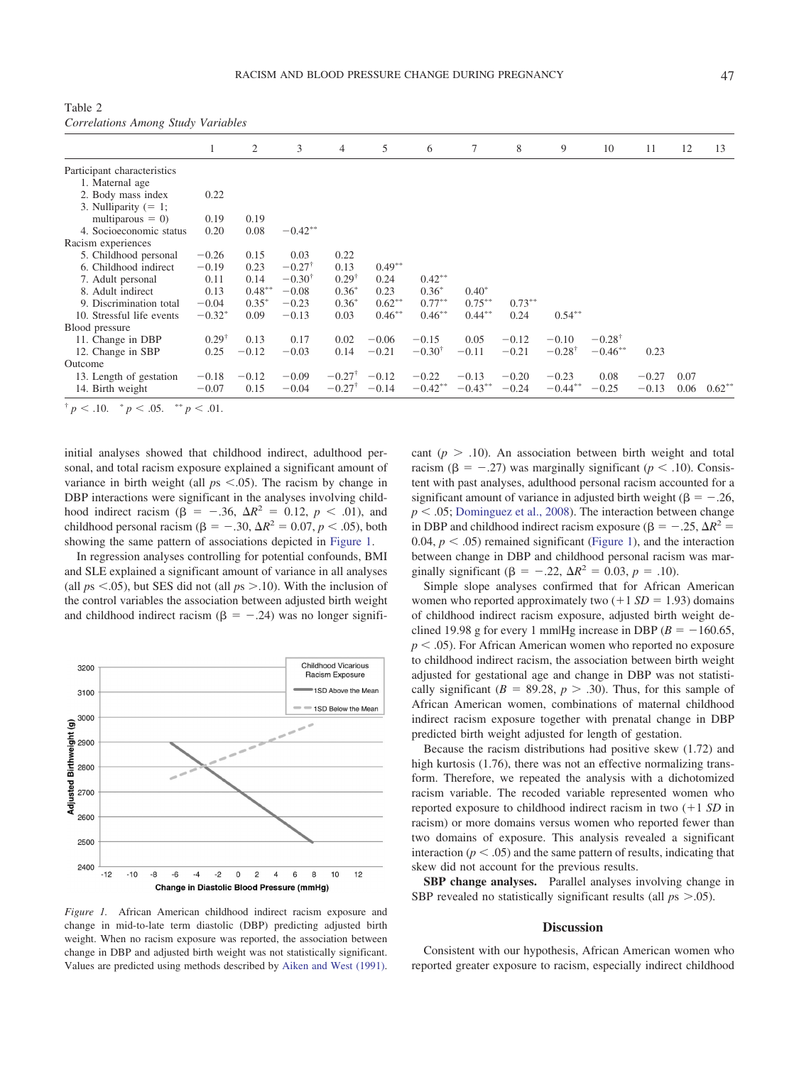Table 2
*Correlations Among Study Variables*

| | 1 | 2 | 3 | 4 | 5 | 6 | 7 | 8 | 9 | 10 | 11 | 12 | 13 |
|---|---|---|---|---|---|---|---|---|---|---|---|---|---|
| Participant characteristics | | | | | | | | | | | | | |
| 1. Maternal age | | | | | | | | | | | | | |
| 2. Body mass index | 0.22 | | | | | | | | | | | | |
| 3. Nulliparity (= 1; multiparous = 0) | 0.19 | 0.19 | | | | | | | | | | | |
| 4. Socioeconomic status | 0.20 | 0.08 | $-0.42^{**}$ | | | | | | | | | | |
| Racism experiences | | | | | | | | | | | | | |
| 5. Childhood personal | $-0.26$ | 0.15 | 0.03 | 0.22 | | | | | | | | | |
| 6. Childhood indirect | $-0.19$ | 0.23 | $-0.27^{\dagger}$ | 0.13 | $0.49^{**}$ | | | | | | | | |
| 7. Adult personal | 0.11 | 0.14 | $-0.30^{\dagger}$ | $0.29^{\dagger}$ | 0.24 | $0.42^{**}$ | | | | | | | |
| 8. Adult indirect | 0.13 | $0.48^{**}$ | $-0.08$ | $0.36^{*}$ | 0.23 | $0.36^{*}$ | $0.40^{*}$ | | | | | | |
| 9. Discrimination total | $-0.04$ | $0.35^{*}$ | $-0.23$ | $0.36^{*}$ | $0.62^{**}$ | $0.77^{**}$ | $0.75^{**}$ | $0.73^{**}$ | | | | | |
| 10. Stressful life events | $-0.32^{*}$ | 0.09 | $-0.13$ | 0.03 | $0.46^{**}$ | $0.46^{**}$ | $0.44^{**}$ | 0.24 | $0.54^{**}$ | | | | |
| Blood pressure | | | | | | | | | | | | | |
| 11. Change in DBP | $0.29^{\dagger}$ | 0.13 | 0.17 | 0.02 | $-0.06$ | $-0.15$ | 0.05 | $-0.12$ | $-0.10$ | $-0.28^{\dagger}$ | | | |
| 12. Change in SBP | 0.25 | $-0.12$ | $-0.03$ | 0.14 | $-0.21$ | $-0.30^{\dagger}$ | $-0.11$ | $-0.21$ | $-0.28^{\dagger}$ | $-0.46^{**}$ | 0.23 | | |
| Outcome | | | | | | | | | | | | | |
| 13. Length of gestation | $-0.18$ | $-0.12$ | $-0.09$ | $-0.27^{\dagger}$ | $-0.12$ | $-0.22$ | $-0.13$ | $-0.20$ | $-0.23$ | 0.08 | $-0.27$ | 0.07 | |
| 14. Birth weight | $-0.07$ | 0.15 | $-0.04$ | $-0.27^{\dagger}$ | $-0.14$ | $-0.42^{**}$ | $-0.43^{**}$ | $-0.24$ | $-0.44^{**}$ | $-0.25$ | $-0.13$ | 0.06 | $0.62^{**}$ |

$^{\dagger}p < .10$. $^{*}p < .05$. $^{**}p < .01$.

initial analyses showed that childhood indirect, adulthood personal, and total racism exposure explained a significant amount of variance in birth weight (all $ps < .05$). The racism by change in DBP interactions were significant in the analyses involving childhood indirect racism ($\beta = -.36$, $\Delta R^2 = 0.12$, $p < .01$), and childhood personal racism ($\beta = -.30$, $\Delta R^2 = 0.07$, $p < .05$), both showing the same pattern of associations depicted in Figure 1.

In regression analyses controlling for potential confounds, BMI and SLE explained a significant amount of variance in all analyses (all $ps < .05$), but SES did not (all $ps > .10$). With the inclusion of the control variables the association between adjusted birth weight and childhood indirect racism ($\beta = -.24$) was no longer significant ($p > .10$). An association between birth weight and total racism ($\beta = -.27$) was marginally significant ($p < .10$). Consistent with past analyses, adulthood personal racism accounted for a significant amount of variance in adjusted birth weight ($\beta = -.26$, $p < .05$; Dominguez et al., 2008). The interaction between change in DBP and childhood indirect racism exposure ($\beta = -.25$, $\Delta R^2 = 0.04$, $p < .05$) remained significant (Figure 1), and the interaction between change in DBP and childhood personal racism was marginally significant ($\beta = -.22$, $\Delta R^2 = 0.03$, $p = .10$).

*Figure 1.* African American childhood indirect racism exposure and change in mid-to-late term diastolic (DBP) predicting adjusted birth weight. When no racism exposure was reported, the association between change in DBP and adjusted birth weight was not statistically significant. Values are predicted using methods described by Aiken and West (1991).

Simple slope analyses confirmed that for African American women who reported approximately two ($+1$ $SD = 1.93$) domains of childhood indirect racism exposure, adjusted birth weight declined 19.98 g for every 1 mmHg increase in DBP ($B = -160.65$, $p < .05$). For African American women who reported no exposure to childhood indirect racism, the association between birth weight adjusted for gestational age and change in DBP was not statistically significant ($B = 89.28$, $p > .30$). Thus, for this sample of African American women, combinations of maternal childhood indirect racism exposure together with prenatal change in DBP predicted birth weight adjusted for length of gestation.

Because the racism distributions had positive skew (1.72) and high kurtosis (1.76), there was not an effective normalizing transform. Therefore, we repeated the analysis with a dichotomized racism variable. The recoded variable represented women who reported exposure to childhood indirect racism in two ($+1$ $SD$ in racism) or more domains versus women who reported fewer than two domains of exposure. This analysis revealed a significant interaction ($p < .05$) and the same pattern of results, indicating that skew did not account for the previous results.

**SBP change analyses.** Parallel analyses involving change in SBP revealed no statistically significant results (all $ps > .05$).

## Discussion

Consistent with our hypothesis, African American women who reported greater exposure to racism, especially indirect childhood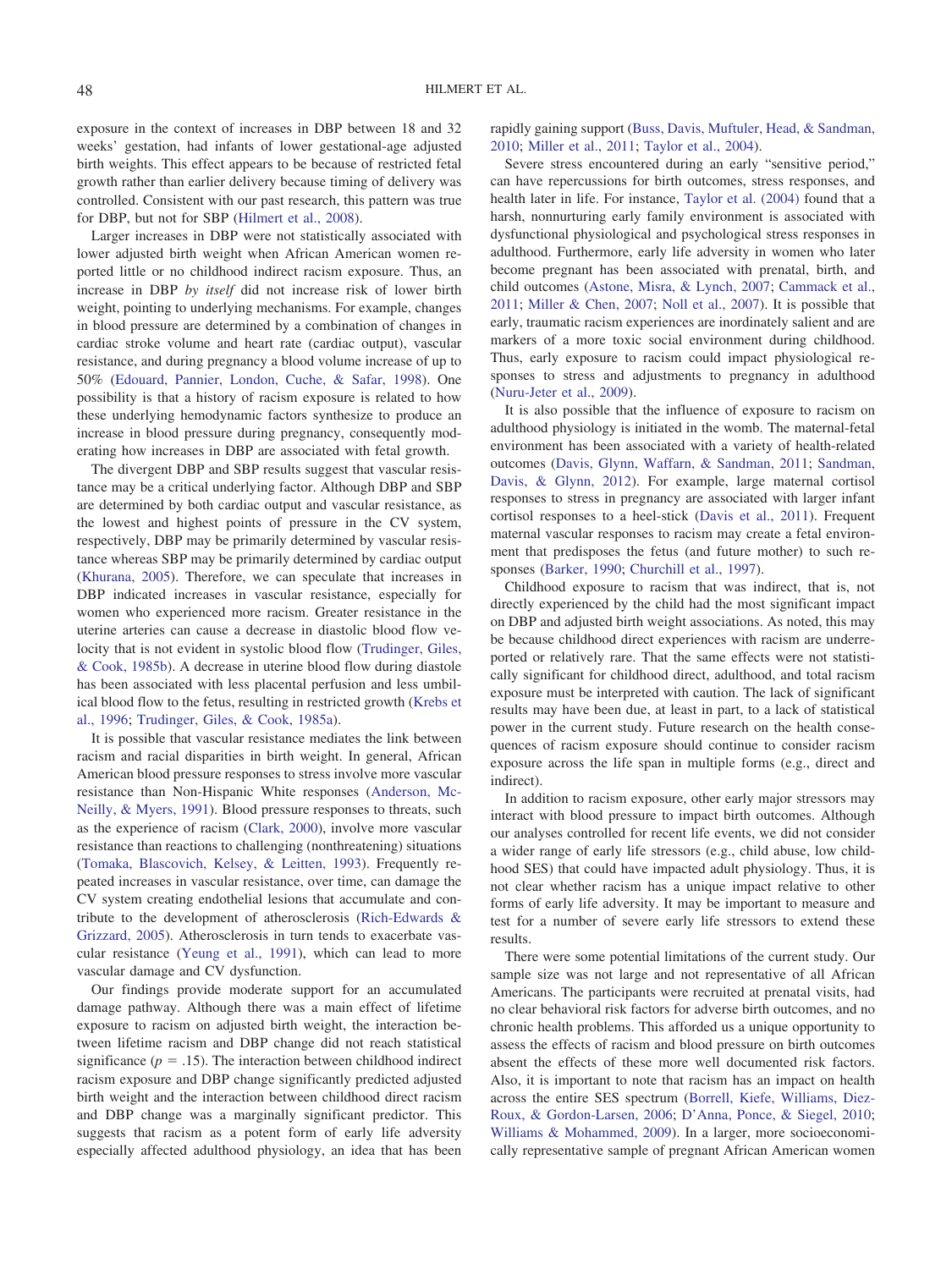exposure in the context of increases in DBP between 18 and 32 weeks' gestation, had infants of lower gestational-age adjusted birth weights. This effect appears to be because of restricted fetal growth rather than earlier delivery because timing of delivery was controlled. Consistent with our past research, this pattern was true for DBP, but not for SBP (Hilmert et al., 2008).

Larger increases in DBP were not statistically associated with lower adjusted birth weight when African American women reported little or no childhood indirect racism exposure. Thus, an increase in DBP *by itself* did not increase risk of lower birth weight, pointing to underlying mechanisms. For example, changes in blood pressure are determined by a combination of changes in cardiac stroke volume and heart rate (cardiac output), vascular resistance, and during pregnancy a blood volume increase of up to 50% (Edouard, Pannier, London, Cuche, & Safar, 1998). One possibility is that a history of racism exposure is related to how these underlying hemodynamic factors synthesize to produce an increase in blood pressure during pregnancy, consequently moderating how increases in DBP are associated with fetal growth.

The divergent DBP and SBP results suggest that vascular resistance may be a critical underlying factor. Although DBP and SBP are determined by both cardiac output and vascular resistance, as the lowest and highest points of pressure in the CV system, respectively, DBP may be primarily determined by vascular resistance whereas SBP may be primarily determined by cardiac output (Khurana, 2005). Therefore, we can speculate that increases in DBP indicated increases in vascular resistance, especially for women who experienced more racism. Greater resistance in the uterine arteries can cause a decrease in diastolic blood flow velocity that is not evident in systolic blood flow (Trudinger, Giles, & Cook, 1985b). A decrease in uterine blood flow during diastole has been associated with less placental perfusion and less umbilical blood flow to the fetus, resulting in restricted growth (Krebs et al., 1996; Trudinger, Giles, & Cook, 1985a).

It is possible that vascular resistance mediates the link between racism and racial disparities in birth weight. In general, African American blood pressure responses to stress involve more vascular resistance than Non-Hispanic White responses (Anderson, McNeilly, & Myers, 1991). Blood pressure responses to threats, such as the experience of racism (Clark, 2000), involve more vascular resistance than reactions to challenging (nonthreatening) situations (Tomaka, Blascovich, Kelsey, & Leitten, 1993). Frequently repeated increases in vascular resistance, over time, can damage the CV system creating endothelial lesions that accumulate and contribute to the development of atherosclerosis (Rich-Edwards & Grizzard, 2005). Atherosclerosis in turn tends to exacerbate vascular resistance (Yeung et al., 1991), which can lead to more vascular damage and CV dysfunction.

Our findings provide moderate support for an accumulated damage pathway. Although there was a main effect of lifetime exposure to racism on adjusted birth weight, the interaction between lifetime racism and DBP change did not reach statistical significance ($p = .15$). The interaction between childhood indirect racism exposure and DBP change significantly predicted adjusted birth weight and the interaction between childhood direct racism and DBP change was a marginally significant predictor. This suggests that racism as a potent form of early life adversity especially affected adulthood physiology, an idea that has been rapidly gaining support (Buss, Davis, Muftuler, Head, & Sandman, 2010; Miller et al., 2011; Taylor et al., 2004).

Severe stress encountered during an early "sensitive period," can have repercussions for birth outcomes, stress responses, and health later in life. For instance, Taylor et al. (2004) found that a harsh, nonnurturing early family environment is associated with dysfunctional physiological and psychological stress responses in adulthood. Furthermore, early life adversity in women who later become pregnant has been associated with prenatal, birth, and child outcomes (Astone, Misra, & Lynch, 2007; Cammack et al., 2011; Miller & Chen, 2007; Noll et al., 2007). It is possible that early, traumatic racism experiences are inordinately salient and are markers of a more toxic social environment during childhood. Thus, early exposure to racism could impact physiological responses to stress and adjustments to pregnancy in adulthood (Nuru-Jeter et al., 2009).

It is also possible that the influence of exposure to racism on adulthood physiology is initiated in the womb. The maternal-fetal environment has been associated with a variety of health-related outcomes (Davis, Glynn, Waffarn, & Sandman, 2011; Sandman, Davis, & Glynn, 2012). For example, large maternal cortisol responses to stress in pregnancy are associated with larger infant cortisol responses to a heel-stick (Davis et al., 2011). Frequent maternal vascular responses to racism may create a fetal environment that predisposes the fetus (and future mother) to such responses (Barker, 1990; Churchill et al., 1997).

Childhood exposure to racism that was indirect, that is, not directly experienced by the child had the most significant impact on DBP and adjusted birth weight associations. As noted, this may be because childhood direct experiences with racism are underreported or relatively rare. That the same effects were not statistically significant for childhood direct, adulthood, and total racism exposure must be interpreted with caution. The lack of significant results may have been due, at least in part, to a lack of statistical power in the current study. Future research on the health consequences of racism exposure should continue to consider racism exposure across the life span in multiple forms (e.g., direct and indirect).

In addition to racism exposure, other early major stressors may interact with blood pressure to impact birth outcomes. Although our analyses controlled for recent life events, we did not consider a wider range of early life stressors (e.g., child abuse, low childhood SES) that could have impacted adult physiology. Thus, it is not clear whether racism has a unique impact relative to other forms of early life adversity. It may be important to measure and test for a number of severe early life stressors to extend these results.

There were some potential limitations of the current study. Our sample size was not large and not representative of all African Americans. The participants were recruited at prenatal visits, had no clear behavioral risk factors for adverse birth outcomes, and no chronic health problems. This afforded us a unique opportunity to assess the effects of racism and blood pressure on birth outcomes absent the effects of these more well documented risk factors. Also, it is important to note that racism has an impact on health across the entire SES spectrum (Borrell, Kiefe, Williams, Diez-Roux, & Gordon-Larsen, 2006; D'Anna, Ponce, & Siegel, 2010; Williams & Mohammed, 2009). In a larger, more socioeconomically representative sample of pregnant African American women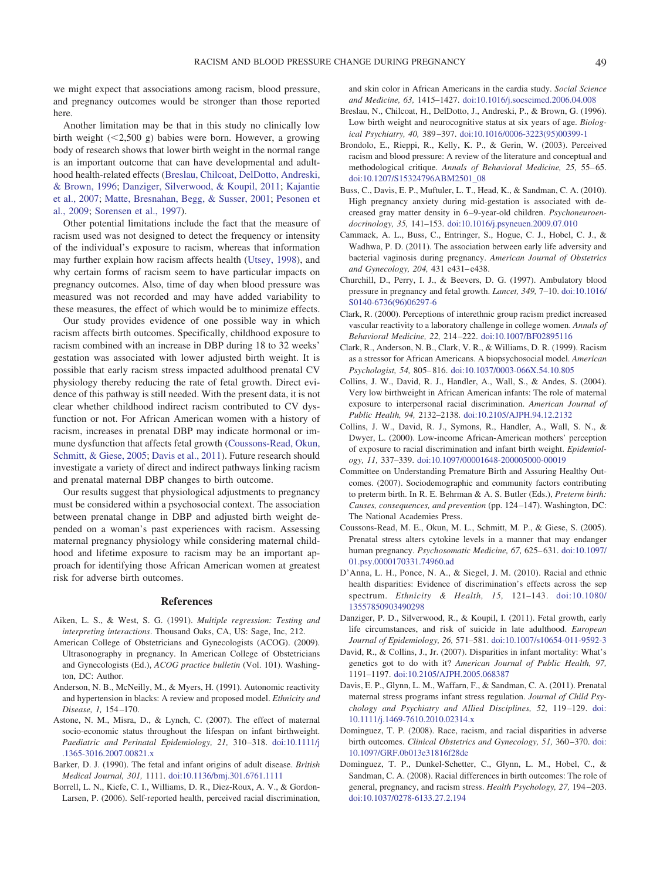we might expect that associations among racism, blood pressure, and pregnancy outcomes would be stronger than those reported here.

Another limitation may be that in this study no clinically low birth weight (<2,500 g) babies were born. However, a growing body of research shows that lower birth weight in the normal range is an important outcome that can have developmental and adulthood health-related effects (Breslau, Chilcoat, DelDotto, Andreski, & Brown, 1996; Danziger, Silverwood, & Koupil, 2011; Kajantie et al., 2007; Matte, Bresnahan, Begg, & Susser, 2001; Pesonen et al., 2009; Sorensen et al., 1997).

Other potential limitations include the fact that the measure of racism used was not designed to detect the frequency or intensity of the individual's exposure to racism, whereas that information may further explain how racism affects health (Utsey, 1998), and why certain forms of racism seem to have particular impacts on pregnancy outcomes. Also, time of day when blood pressure was measured was not recorded and may have added variability to these measures, the effect of which would be to minimize effects.

Our study provides evidence of one possible way in which racism affects birth outcomes. Specifically, childhood exposure to racism combined with an increase in DBP during 18 to 32 weeks' gestation was associated with lower adjusted birth weight. It is possible that early racism stress impacted adulthood prenatal CV physiology thereby reducing the rate of fetal growth. Direct evidence of this pathway is still needed. With the present data, it is not clear whether childhood indirect racism contributed to CV dysfunction or not. For African American women with a history of racism, increases in prenatal DBP may indicate hormonal or immune dysfunction that affects fetal growth (Coussons-Read, Okun, Schmitt, & Giese, 2005; Davis et al., 2011). Future research should investigate a variety of direct and indirect pathways linking racism and prenatal maternal DBP changes to birth outcome.

Our results suggest that physiological adjustments to pregnancy must be considered within a psychosocial context. The association between prenatal change in DBP and adjusted birth weight depended on a woman's past experiences with racism. Assessing maternal pregnancy physiology while considering maternal childhood and lifetime exposure to racism may be an important approach for identifying those African American women at greatest risk for adverse birth outcomes.

## References

Aiken, L. S., & West, S. G. (1991). *Multiple regression: Testing and interpreting interactions*. Thousand Oaks, CA, US: Sage, Inc, 212.

American College of Obstetricians and Gynecologists (ACOG). (2009). Ultrasonography in pregnancy. In American College of Obstetricians and Gynecologists (Ed.), *ACOG practice bulletin* (Vol. 101). Washington, DC: Author.

Anderson, N. B., McNeilly, M., & Myers, H. (1991). Autonomic reactivity and hypertension in blacks: A review and proposed model. *Ethnicity and Disease, 1,* 154–170.

Astone, N. M., Misra, D., & Lynch, C. (2007). The effect of maternal socio-economic status throughout the lifespan on infant birthweight. *Paediatric and Perinatal Epidemiology, 21,* 310–318. doi:10.1111/j.1365-3016.2007.00821.x

Barker, D. J. (1990). The fetal and infant origins of adult disease. *British Medical Journal, 301,* 1111. doi:10.1136/bmj.301.6761.1111

Borrell, L. N., Kiefe, C. I., Williams, D. R., Diez-Roux, A. V., & Gordon-Larsen, P. (2006). Self-reported health, perceived racial discrimination, and skin color in African Americans in the cardia study. *Social Science and Medicine, 63,* 1415–1427. doi:10.1016/j.socscimed.2006.04.008

Breslau, N., Chilcoat, H., DelDotto, J., Andreski, P., & Brown, G. (1996). Low birth weight and neurocognitive status at six years of age. *Biological Psychiatry, 40,* 389–397. doi:10.1016/0006-3223(95)00399-1

Brondolo, E., Rieppi, R., Kelly, K. P., & Gerin, W. (2003). Perceived racism and blood pressure: A review of the literature and conceptual and methodological critique. *Annals of Behavioral Medicine, 25,* 55–65. doi:10.1207/S15324796ABM2501_08

Buss, C., Davis, E. P., Muftuler, L. T., Head, K., & Sandman, C. A. (2010). High pregnancy anxiety during mid-gestation is associated with decreased gray matter density in 6–9-year-old children. *Psychoneuroendocrinology, 35,* 141–153. doi:10.1016/j.psyneuen.2009.07.010

Cammack, A. L., Buss, C., Entringer, S., Hogue, C. J., Hobel, C. J., & Wadhwa, P. D. (2011). The association between early life adversity and bacterial vaginosis during pregnancy. *American Journal of Obstetrics and Gynecology, 204,* 431 e431–e438.

Churchill, D., Perry, I. J., & Beevers, D. G. (1997). Ambulatory blood pressure in pregnancy and fetal growth. *Lancet, 349,* 7–10. doi:10.1016/S0140-6736(96)06297-6

Clark, R. (2000). Perceptions of interethnic group racism predict increased vascular reactivity to a laboratory challenge in college women. *Annals of Behavioral Medicine, 22,* 214–222. doi:10.1007/BF02895116

Clark, R., Anderson, N. B., Clark, V. R., & Williams, D. R. (1999). Racism as a stressor for African Americans. A biopsychosocial model. *American Psychologist, 54,* 805–816. doi:10.1037/0003-066X.54.10.805

Collins, J. W., David, R. J., Handler, A., Wall, S., & Andes, S. (2004). Very low birthweight in African American infants: The role of maternal exposure to interpersonal racial discrimination. *American Journal of Public Health, 94,* 2132–2138. doi:10.2105/AJPH.94.12.2132

Collins, J. W., David, R. J., Symons, R., Handler, A., Wall, S. N., & Dwyer, L. (2000). Low-income African-American mothers' perception of exposure to racial discrimination and infant birth weight. *Epidemiology, 11,* 337–339. doi:10.1097/00001648-200005000-00019

Committee on Understanding Premature Birth and Assuring Healthy Outcomes. (2007). Sociodemographic and community factors contributing to preterm birth. In R. E. Behrman & A. S. Butler (Eds.), *Preterm birth: Causes, consequences, and prevention* (pp. 124–147). Washington, DC: The National Academies Press.

Coussons-Read, M. E., Okun, M. L., Schmitt, M. P., & Giese, S. (2005). Prenatal stress alters cytokine levels in a manner that may endanger human pregnancy. *Psychosomatic Medicine, 67,* 625–631. doi:10.1097/01.psy.0000170331.74960.ad

D'Anna, L. H., Ponce, N. A., & Siegel, J. M. (2010). Racial and ethnic health disparities: Evidence of discrimination's effects across the sep spectrum. *Ethnicity & Health, 15,* 121–143. doi:10.1080/13557850903490298

Danziger, P. D., Silverwood, R., & Koupil, I. (2011). Fetal growth, early life circumstances, and risk of suicide in late adulthood. *European Journal of Epidemiology, 26,* 571–581. doi:10.1007/s10654-011-9592-3

David, R., & Collins, J., Jr. (2007). Disparities in infant mortality: What's genetics got to do with it? *American Journal of Public Health, 97,* 1191–1197. doi:10.2105/AJPH.2005.068387

Davis, E. P., Glynn, L. M., Waffarn, F., & Sandman, C. A. (2011). Prenatal maternal stress programs infant stress regulation. *Journal of Child Psychology and Psychiatry and Allied Disciplines, 52,* 119–129. doi:10.1111/j.1469-7610.2010.02314.x

Dominguez, T. P. (2008). Race, racism, and racial disparities in adverse birth outcomes. *Clinical Obstetrics and Gynecology, 51,* 360–370. doi:10.1097/GRF.0b013e31816f28de

Dominguez, T. P., Dunkel-Schetter, C., Glynn, L. M., Hobel, C., & Sandman, C. A. (2008). Racial differences in birth outcomes: The role of general, pregnancy, and racism stress. *Health Psychology, 27,* 194–203. doi:10.1037/0278-6133.27.2.194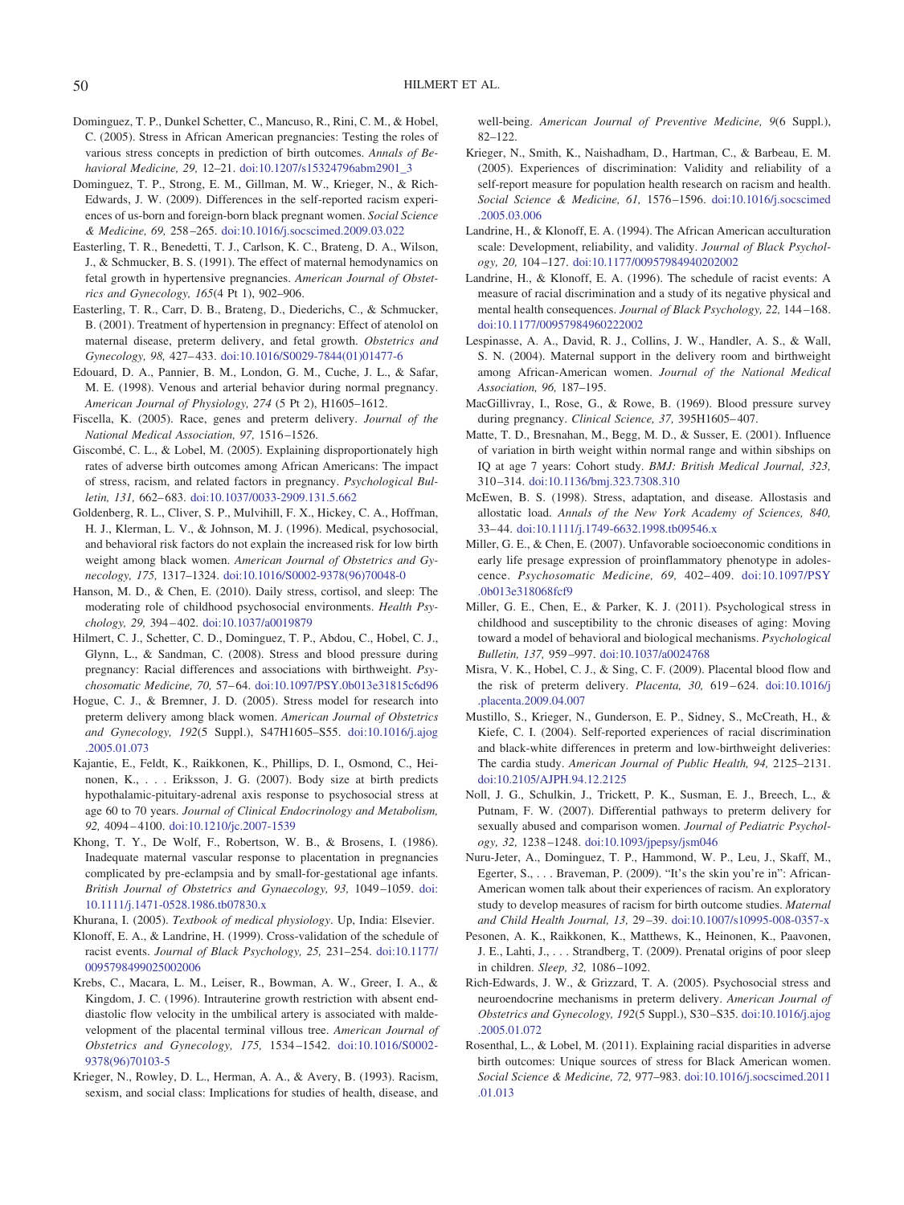Dominguez, T. P., Dunkel Schetter, C., Mancuso, R., Rini, C. M., & Hobel, C. (2005). Stress in African American pregnancies: Testing the roles of various stress concepts in prediction of birth outcomes. *Annals of Behavioral Medicine, 29,* 12–21. doi:10.1207/s15324796abm2901_3

Dominguez, T. P., Strong, E. M., Gillman, M. W., Krieger, N., & Rich-Edwards, J. W. (2009). Differences in the self-reported racism experiences of us-born and foreign-born black pregnant women. *Social Science & Medicine, 69,* 258–265. doi:10.1016/j.socscimed.2009.03.022

Easterling, T. R., Benedetti, T. J., Carlson, K. C., Brateng, D. A., Wilson, J., & Schmucker, B. S. (1991). The effect of maternal hemodynamics on fetal growth in hypertensive pregnancies. *American Journal of Obstetrics and Gynecology, 165*(4 Pt 1), 902–906.

Easterling, T. R., Carr, D. B., Brateng, D., Diederichs, C., & Schmucker, B. (2001). Treatment of hypertension in pregnancy: Effect of atenolol on maternal disease, preterm delivery, and fetal growth. *Obstetrics and Gynecology, 98,* 427–433. doi:10.1016/S0029-7844(01)01477-6

Edouard, D. A., Pannier, B. M., London, G. M., Cuche, J. L., & Safar, M. E. (1998). Venous and arterial behavior during normal pregnancy. *American Journal of Physiology, 274* (5 Pt 2), H1605–1612.

Fiscella, K. (2005). Race, genes and preterm delivery. *Journal of the National Medical Association, 97,* 1516–1526.

Giscombé, C. L., & Lobel, M. (2005). Explaining disproportionately high rates of adverse birth outcomes among African Americans: The impact of stress, racism, and related factors in pregnancy. *Psychological Bulletin, 131,* 662–683. doi:10.1037/0033-2909.131.5.662

Goldenberg, R. L., Cliver, S. P., Mulvihill, F. X., Hickey, C. A., Hoffman, H. J., Klerman, L. V., & Johnson, M. J. (1996). Medical, psychosocial, and behavioral risk factors do not explain the increased risk for low birth weight among black women. *American Journal of Obstetrics and Gynecology, 175,* 1317–1324. doi:10.1016/S0002-9378(96)70048-0

Hanson, M. D., & Chen, E. (2010). Daily stress, cortisol, and sleep: The moderating role of childhood psychosocial environments. *Health Psychology, 29,* 394–402. doi:10.1037/a0019879

Hilmert, C. J., Schetter, C. D., Dominguez, T. P., Abdou, C., Hobel, C. J., Glynn, L., & Sandman, C. (2008). Stress and blood pressure during pregnancy: Racial differences and associations with birthweight. *Psychosomatic Medicine, 70,* 57–64. doi:10.1097/PSY.0b013e31815c6d96

Hogue, C. J., & Bremner, J. D. (2005). Stress model for research into preterm delivery among black women. *American Journal of Obstetrics and Gynecology, 192*(5 Suppl.), S47H1605–S55. doi:10.1016/j.ajog.2005.01.073

Kajantie, E., Feldt, K., Raikkonen, K., Phillips, D. I., Osmond, C., Heinonen, K., . . . Eriksson, J. G. (2007). Body size at birth predicts hypothalamic-pituitary-adrenal axis response to psychosocial stress at age 60 to 70 years. *Journal of Clinical Endocrinology and Metabolism, 92,* 4094–4100. doi:10.1210/jc.2007-1539

Khong, T. Y., De Wolf, F., Robertson, W. B., & Brosens, I. (1986). Inadequate maternal vascular response to placentation in pregnancies complicated by pre-eclampsia and by small-for-gestational age infants. *British Journal of Obstetrics and Gynaecology, 93,* 1049–1059. doi:10.1111/j.1471-0528.1986.tb07830.x

Khurana, I. (2005). *Textbook of medical physiology*. Up, India: Elsevier.

Klonoff, E. A., & Landrine, H. (1999). Cross-validation of the schedule of racist events. *Journal of Black Psychology, 25,* 231–254. doi:10.1177/0095798499025002006

Krebs, C., Macara, L. M., Leiser, R., Bowman, A. W., Greer, I. A., & Kingdom, J. C. (1996). Intrauterine growth restriction with absent end-diastolic flow velocity in the umbilical artery is associated with maldevelopment of the placental terminal villous tree. *American Journal of Obstetrics and Gynecology, 175,* 1534–1542. doi:10.1016/S0002-9378(96)70103-5

Krieger, N., Rowley, D. L., Herman, A. A., & Avery, B. (1993). Racism, sexism, and social class: Implications for studies of health, disease, and well-being. *American Journal of Preventive Medicine, 9*(6 Suppl.), 82–122.

Krieger, N., Smith, K., Naishadham, D., Hartman, C., & Barbeau, E. M. (2005). Experiences of discrimination: Validity and reliability of a self-report measure for population health research on racism and health. *Social Science & Medicine, 61,* 1576–1596. doi:10.1016/j.socscimed.2005.03.006

Landrine, H., & Klonoff, E. A. (1994). The African American acculturation scale: Development, reliability, and validity. *Journal of Black Psychology, 20,* 104–127. doi:10.1177/00957984940202002

Landrine, H., & Klonoff, E. A. (1996). The schedule of racist events: A measure of racial discrimination and a study of its negative physical and mental health consequences. *Journal of Black Psychology, 22,* 144–168. doi:10.1177/00957984960222002

Lespinasse, A. A., David, R. J., Collins, J. W., Handler, A. S., & Wall, S. N. (2004). Maternal support in the delivery room and birthweight among African-American women. *Journal of the National Medical Association, 96,* 187–195.

MacGillivray, I., Rose, G., & Rowe, B. (1969). Blood pressure survey during pregnancy. *Clinical Science, 37,* 395H1605–407.

Matte, T. D., Bresnahan, M., Begg, M. D., & Susser, E. (2001). Influence of variation in birth weight within normal range and within sibships on IQ at age 7 years: Cohort study. *BMJ: British Medical Journal, 323,* 310–314. doi:10.1136/bmj.323.7308.310

McEwen, B. S. (1998). Stress, adaptation, and disease. Allostasis and allostatic load. *Annals of the New York Academy of Sciences, 840,* 33–44. doi:10.1111/j.1749-6632.1998.tb09546.x

Miller, G. E., & Chen, E. (2007). Unfavorable socioeconomic conditions in early life presage expression of proinflammatory phenotype in adolescence. *Psychosomatic Medicine, 69,* 402–409. doi:10.1097/PSY.0b013e318068fcf9

Miller, G. E., Chen, E., & Parker, K. J. (2011). Psychological stress in childhood and susceptibility to the chronic diseases of aging: Moving toward a model of behavioral and biological mechanisms. *Psychological Bulletin, 137,* 959–997. doi:10.1037/a0024768

Misra, V. K., Hobel, C. J., & Sing, C. F. (2009). Placental blood flow and the risk of preterm delivery. *Placenta, 30,* 619–624. doi:10.1016/j.placenta.2009.04.007

Mustillo, S., Krieger, N., Gunderson, E. P., Sidney, S., McCreath, H., & Kiefe, C. I. (2004). Self-reported experiences of racial discrimination and black-white differences in preterm and low-birthweight deliveries: The cardia study. *American Journal of Public Health, 94,* 2125–2131. doi:10.2105/AJPH.94.12.2125

Noll, J. G., Schulkin, J., Trickett, P. K., Susman, E. J., Breech, L., & Putnam, F. W. (2007). Differential pathways to preterm delivery for sexually abused and comparison women. *Journal of Pediatric Psychology, 32,* 1238–1248. doi:10.1093/jpepsy/jsm046

Nuru-Jeter, A., Dominguez, T. P., Hammond, W. P., Leu, J., Skaff, M., Egerter, S., . . . Braveman, P. (2009). "It's the skin you're in": African-American women talk about their experiences of racism. An exploratory study to develop measures of racism for birth outcome studies. *Maternal and Child Health Journal, 13,* 29–39. doi:10.1007/s10995-008-0357-x

Pesonen, A. K., Raikkonen, K., Matthews, K., Heinonen, K., Paavonen, J. E., Lahti, J., . . . Strandberg, T. (2009). Prenatal origins of poor sleep in children. *Sleep, 32,* 1086–1092.

Rich-Edwards, J. W., & Grizzard, T. A. (2005). Psychosocial stress and neuroendocrine mechanisms in preterm delivery. *American Journal of Obstetrics and Gynecology, 192*(5 Suppl.), S30–S35. doi:10.1016/j.ajog.2005.01.072

Rosenthal, L., & Lobel, M. (2011). Explaining racial disparities in adverse birth outcomes: Unique sources of stress for Black American women. *Social Science & Medicine, 72,* 977–983. doi:10.1016/j.socscimed.2011.01.013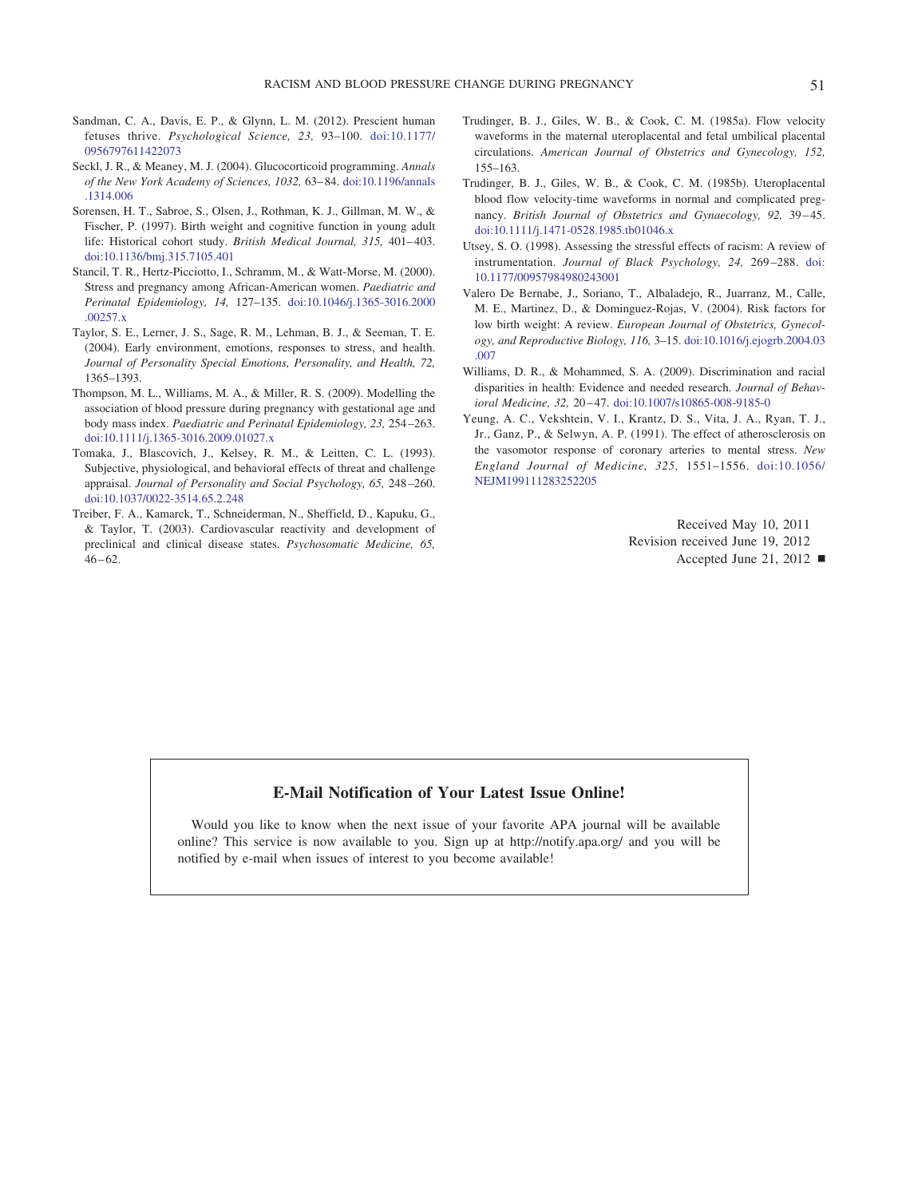Sandman, C. A., Davis, E. P., & Glynn, L. M. (2012). Prescient human fetuses thrive. *Psychological Science, 23,* 93–100. doi:10.1177/0956797611422073

Seckl, J. R., & Meaney, M. J. (2004). Glucocorticoid programming. *Annals of the New York Academy of Sciences, 1032,* 63–84. doi:10.1196/annals.1314.006

Sorensen, H. T., Sabroe, S., Olsen, J., Rothman, K. J., Gillman, M. W., & Fischer, P. (1997). Birth weight and cognitive function in young adult life: Historical cohort study. *British Medical Journal, 315,* 401–403. doi:10.1136/bmj.315.7105.401

Stancil, T. R., Hertz-Picciotto, I., Schramm, M., & Watt-Morse, M. (2000). Stress and pregnancy among African-American women. *Paediatric and Perinatal Epidemiology, 14,* 127–135. doi:10.1046/j.1365-3016.2000.00257.x

Taylor, S. E., Lerner, J. S., Sage, R. M., Lehman, B. J., & Seeman, T. E. (2004). Early environment, emotions, responses to stress, and health. *Journal of Personality Special Emotions, Personality, and Health, 72,* 1365–1393.

Thompson, M. L., Williams, M. A., & Miller, R. S. (2009). Modelling the association of blood pressure during pregnancy with gestational age and body mass index. *Paediatric and Perinatal Epidemiology, 23,* 254–263. doi:10.1111/j.1365-3016.2009.01027.x

Tomaka, J., Blascovich, J., Kelsey, R. M., & Leitten, C. L. (1993). Subjective, physiological, and behavioral effects of threat and challenge appraisal. *Journal of Personality and Social Psychology, 65,* 248–260. doi:10.1037/0022-3514.65.2.248

Treiber, F. A., Kamarck, T., Schneiderman, N., Sheffield, D., Kapuku, G., & Taylor, T. (2003). Cardiovascular reactivity and development of preclinical and clinical disease states. *Psychosomatic Medicine, 65,* 46–62.

Trudinger, B. J., Giles, W. B., & Cook, C. M. (1985a). Flow velocity waveforms in the maternal uteroplacental and fetal umbilical placental circulations. *American Journal of Obstetrics and Gynecology, 152,* 155–163.

Trudinger, B. J., Giles, W. B., & Cook, C. M. (1985b). Uteroplacental blood flow velocity-time waveforms in normal and complicated pregnancy. *British Journal of Obstetrics and Gynaecology, 92,* 39–45. doi:10.1111/j.1471-0528.1985.tb01046.x

Utsey, S. O. (1998). Assessing the stressful effects of racism: A review of instrumentation. *Journal of Black Psychology, 24,* 269–288. doi:10.1177/00957984980243001

Valero De Bernabe, J., Soriano, T., Albaladejo, R., Juarranz, M., Calle, M. E., Martinez, D., & Dominguez-Rojas, V. (2004). Risk factors for low birth weight: A review. *European Journal of Obstetrics, Gynecology, and Reproductive Biology, 116,* 3–15. doi:10.1016/j.ejogrb.2004.03.007

Williams, D. R., & Mohammed, S. A. (2009). Discrimination and racial disparities in health: Evidence and needed research. *Journal of Behavioral Medicine, 32,* 20–47. doi:10.1007/s10865-008-9185-0

Yeung, A. C., Vekshtein, V. I., Krantz, D. S., Vita, J. A., Ryan, T. J., Jr., Ganz, P., & Selwyn, A. P. (1991). The effect of atherosclerosis on the vasomotor response of coronary arteries to mental stress. *New England Journal of Medicine, 325,* 1551–1556. doi:10.1056/NEJM199111283252205

Received May 10, 2011
Revision received June 19, 2012
Accepted June 21, 2012 ■

## E-Mail Notification of Your Latest Issue Online!

Would you like to know when the next issue of your favorite APA journal will be available online? This service is now available to you. Sign up at http://notify.apa.org/ and you will be notified by e-mail when issues of interest to you become available!